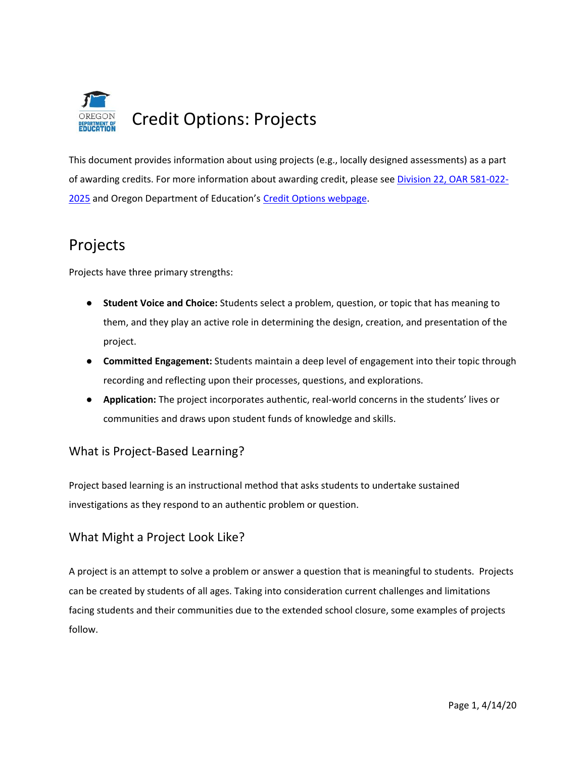# Credit Options: Projects

This document provides information about using projects (e.g., locally designed assessments) as a part of awarding credits. For more information about awarding credit, please see [Division 22, OAR 581-022-2025]() and Oregon Department of Education's [Credit Options webpage]().

## Projects

Projects have three primary strengths:

- **Student Voice and Choice:** Students select a problem, question, or topic that has meaning to them, and they play an active role in determining the design, creation, and presentation of the project.
- **Committed Engagement:** Students maintain a deep level of engagement into their topic through recording and reflecting upon their processes, questions, and explorations.
- **Application:** The project incorporates authentic, real-world concerns in the students' lives or communities and draws upon student funds of knowledge and skills.

### What is Project-Based Learning?

Project based learning is an instructional method that asks students to undertake sustained investigations as they respond to an authentic problem or question.

### What Might a Project Look Like?

A project is an attempt to solve a problem or answer a question that is meaningful to students. Projects can be created by students of all ages. Taking into consideration current challenges and limitations facing students and their communities due to the extended school closure, some examples of projects follow.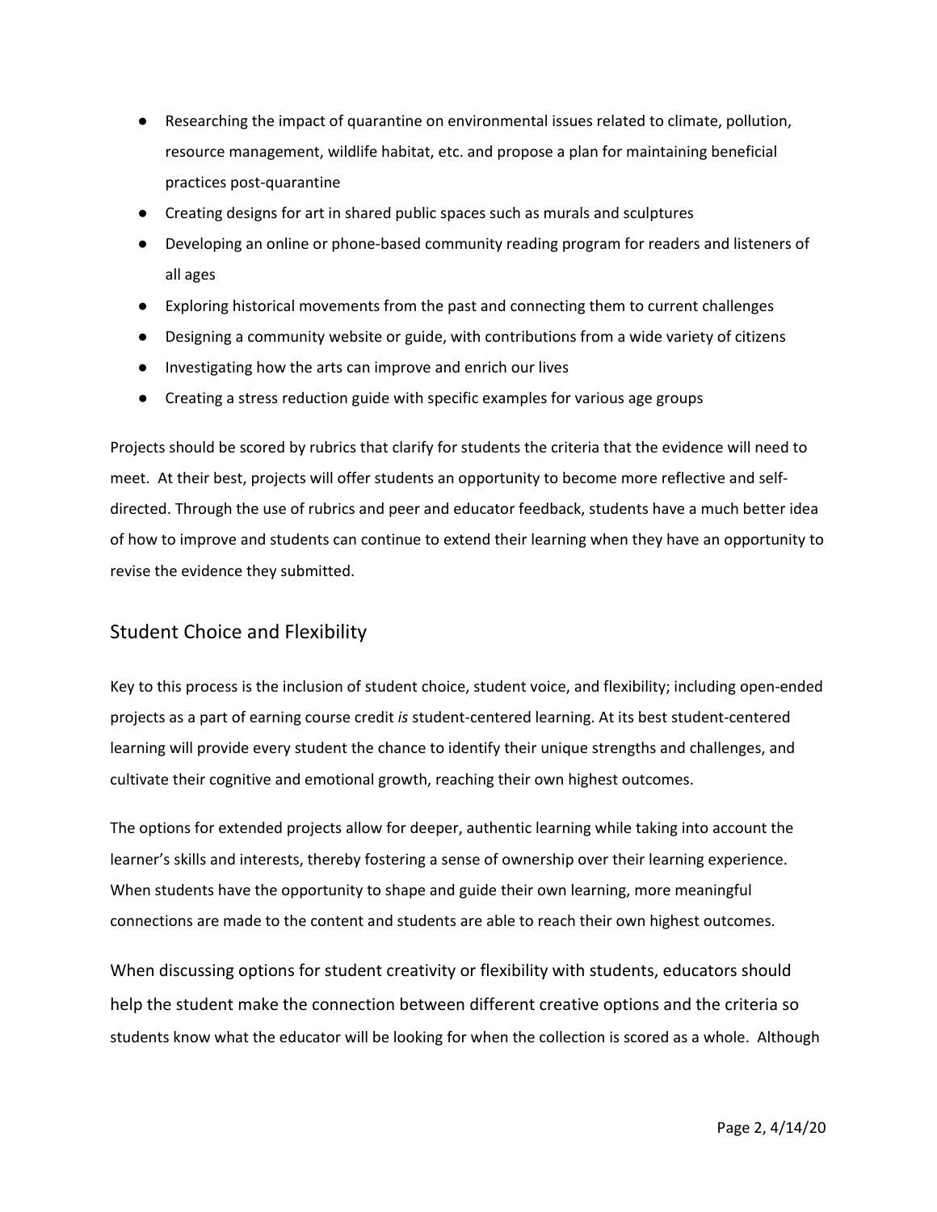- Researching the impact of quarantine on environmental issues related to climate, pollution, resource management, wildlife habitat, etc. and propose a plan for maintaining beneficial practices post-quarantine
- Creating designs for art in shared public spaces such as murals and sculptures
- Developing an online or phone-based community reading program for readers and listeners of all ages
- Exploring historical movements from the past and connecting them to current challenges
- Designing a community website or guide, with contributions from a wide variety of citizens
- Investigating how the arts can improve and enrich our lives
- Creating a stress reduction guide with specific examples for various age groups

Projects should be scored by rubrics that clarify for students the criteria that the evidence will need to meet. At their best, projects will offer students an opportunity to become more reflective and self-directed. Through the use of rubrics and peer and educator feedback, students have a much better idea of how to improve and students can continue to extend their learning when they have an opportunity to revise the evidence they submitted.

## Student Choice and Flexibility

Key to this process is the inclusion of student choice, student voice, and flexibility; including open-ended projects as a part of earning course credit *is* student-centered learning. At its best student-centered learning will provide every student the chance to identify their unique strengths and challenges, and cultivate their cognitive and emotional growth, reaching their own highest outcomes.

The options for extended projects allow for deeper, authentic learning while taking into account the learner's skills and interests, thereby fostering a sense of ownership over their learning experience. When students have the opportunity to shape and guide their own learning, more meaningful connections are made to the content and students are able to reach their own highest outcomes.

When discussing options for student creativity or flexibility with students, educators should help the student make the connection between different creative options and the criteria so students know what the educator will be looking for when the collection is scored as a whole. Although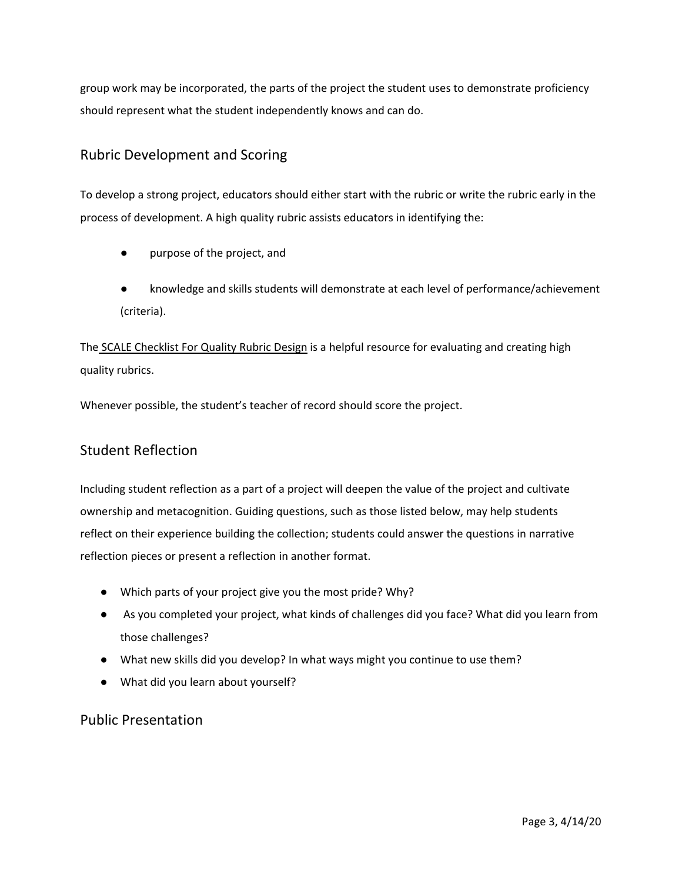group work may be incorporated, the parts of the project the student uses to demonstrate proficiency should represent what the student independently knows and can do.

## Rubric Development and Scoring

To develop a strong project, educators should either start with the rubric or write the rubric early in the process of development. A high quality rubric assists educators in identifying the:

- purpose of the project, and
- knowledge and skills students will demonstrate at each level of performance/achievement (criteria).

The SCALE Checklist For Quality Rubric Design is a helpful resource for evaluating and creating high quality rubrics.

Whenever possible, the student's teacher of record should score the project.

## Student Reflection

Including student reflection as a part of a project will deepen the value of the project and cultivate ownership and metacognition. Guiding questions, such as those listed below, may help students reflect on their experience building the collection; students could answer the questions in narrative reflection pieces or present a reflection in another format.

- Which parts of your project give you the most pride? Why?
- As you completed your project, what kinds of challenges did you face? What did you learn from those challenges?
- What new skills did you develop? In what ways might you continue to use them?
- What did you learn about yourself?

## Public Presentation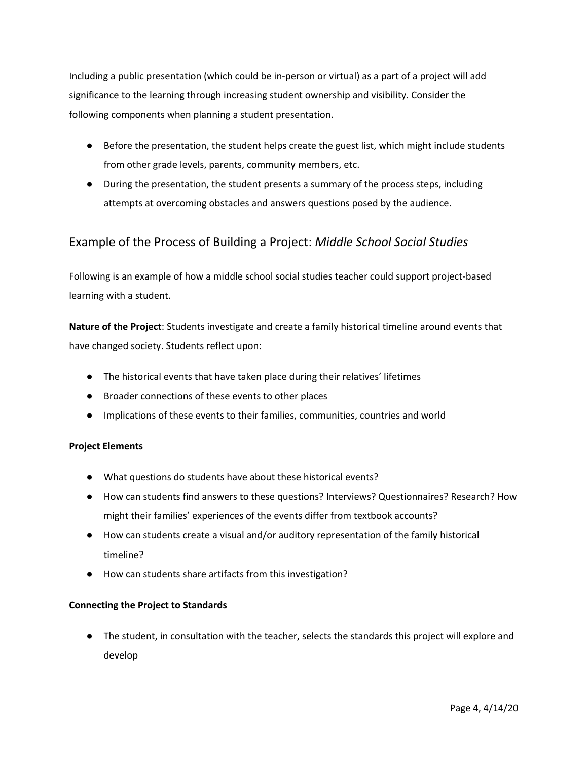Including a public presentation (which could be in-person or virtual) as a part of a project will add significance to the learning through increasing student ownership and visibility. Consider the following components when planning a student presentation.

- Before the presentation, the student helps create the guest list, which might include students from other grade levels, parents, community members, etc.
- During the presentation, the student presents a summary of the process steps, including attempts at overcoming obstacles and answers questions posed by the audience.

## Example of the Process of Building a Project: *Middle School Social Studies*

Following is an example of how a middle school social studies teacher could support project-based learning with a student.

**Nature of the Project**: Students investigate and create a family historical timeline around events that have changed society. Students reflect upon:

- The historical events that have taken place during their relatives' lifetimes
- Broader connections of these events to other places
- Implications of these events to their families, communities, countries and world

**Project Elements**

- What questions do students have about these historical events?
- How can students find answers to these questions? Interviews? Questionnaires? Research? How might their families' experiences of the events differ from textbook accounts?
- How can students create a visual and/or auditory representation of the family historical timeline?
- How can students share artifacts from this investigation?

**Connecting the Project to Standards**

- The student, in consultation with the teacher, selects the standards this project will explore and develop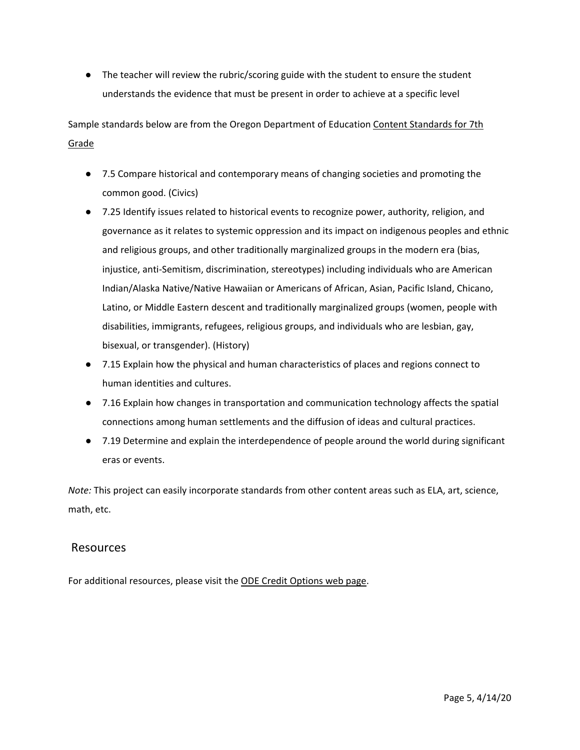- The teacher will review the rubric/scoring guide with the student to ensure the student understands the evidence that must be present in order to achieve at a specific level

Sample standards below are from the Oregon Department of Education Content Standards for 7th Grade

- 7.5 Compare historical and contemporary means of changing societies and promoting the common good. (Civics)
- 7.25 Identify issues related to historical events to recognize power, authority, religion, and governance as it relates to systemic oppression and its impact on indigenous peoples and ethnic and religious groups, and other traditionally marginalized groups in the modern era (bias, injustice, anti-Semitism, discrimination, stereotypes) including individuals who are American Indian/Alaska Native/Native Hawaiian or Americans of African, Asian, Pacific Island, Chicano, Latino, or Middle Eastern descent and traditionally marginalized groups (women, people with disabilities, immigrants, refugees, religious groups, and individuals who are lesbian, gay, bisexual, or transgender). (History)
- 7.15 Explain how the physical and human characteristics of places and regions connect to human identities and cultures.
- 7.16 Explain how changes in transportation and communication technology affects the spatial connections among human settlements and the diffusion of ideas and cultural practices.
- 7.19 Determine and explain the interdependence of people around the world during significant eras or events.

*Note:* This project can easily incorporate standards from other content areas such as ELA, art, science, math, etc.

## Resources

For additional resources, please visit the ODE Credit Options web page.